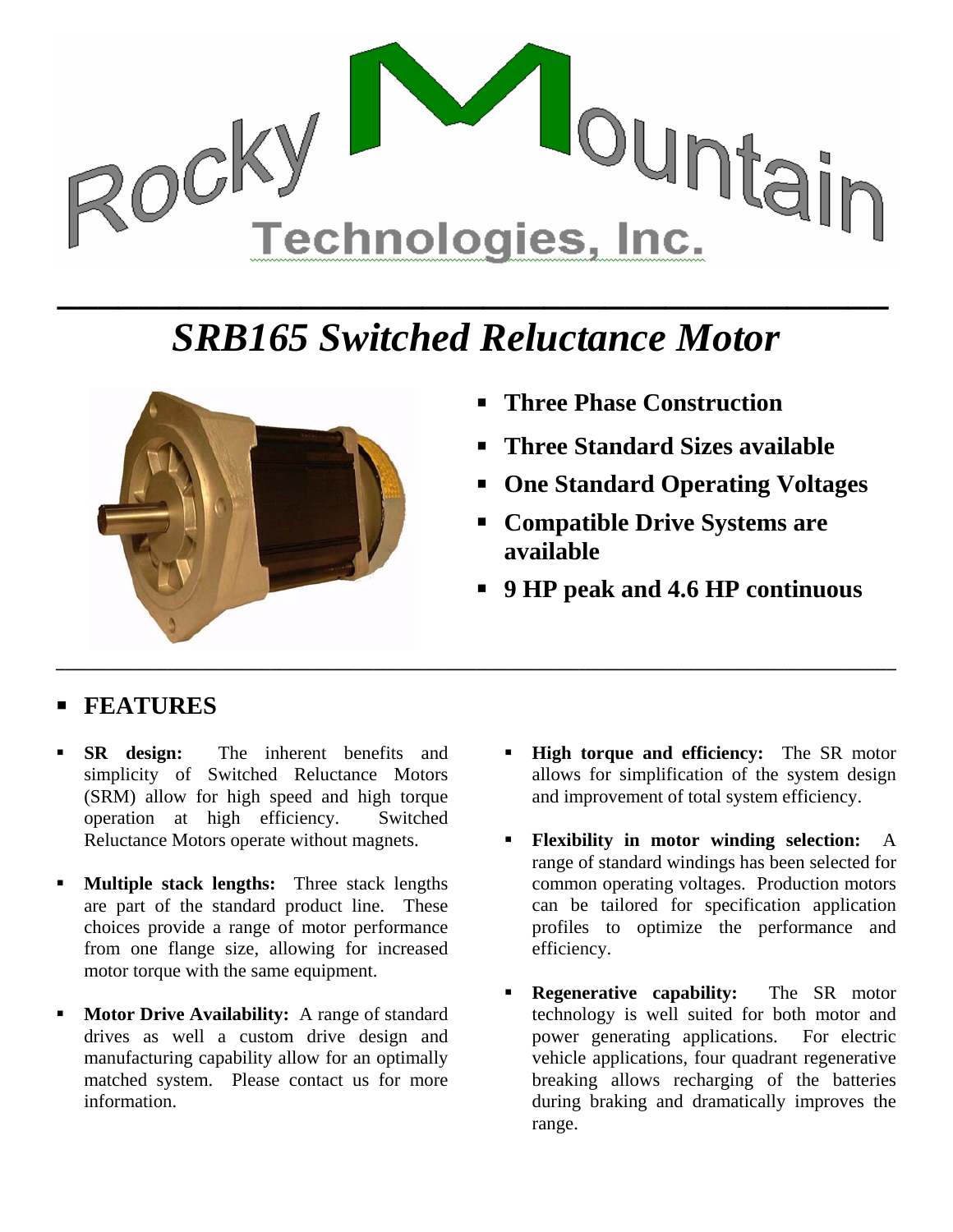Rocky Mountain Technologies, Inc.

# *SRB165 Switched Reluctance Motor*

- **Three Phase Construction**
- **Three Standard Sizes available**
- **One Standard Operating Voltages**
- **Compatible Drive Systems are available**
- **9 HP peak and 4.6 HP continuous**

## FEATURES

- **SR design:** The inherent benefits and simplicity of Switched Reluctance Motors (SRM) allow for high speed and high torque operation at high efficiency. Switched Reluctance Motors operate without magnets.

- **Multiple stack lengths:** Three stack lengths are part of the standard product line. These choices provide a range of motor performance from one flange size, allowing for increased motor torque with the same equipment.

- **Motor Drive Availability:** A range of standard drives as well a custom drive design and manufacturing capability allow for an optimally matched system. Please contact us for more information.

- **High torque and efficiency:** The SR motor allows for simplification of the system design and improvement of total system efficiency.

- **Flexibility in motor winding selection:** A range of standard windings has been selected for common operating voltages. Production motors can be tailored for specification application profiles to optimize the performance and efficiency.

- **Regenerative capability:** The SR motor technology is well suited for both motor and power generating applications. For electric vehicle applications, four quadrant regenerative breaking allows recharging of the batteries during braking and dramatically improves the range.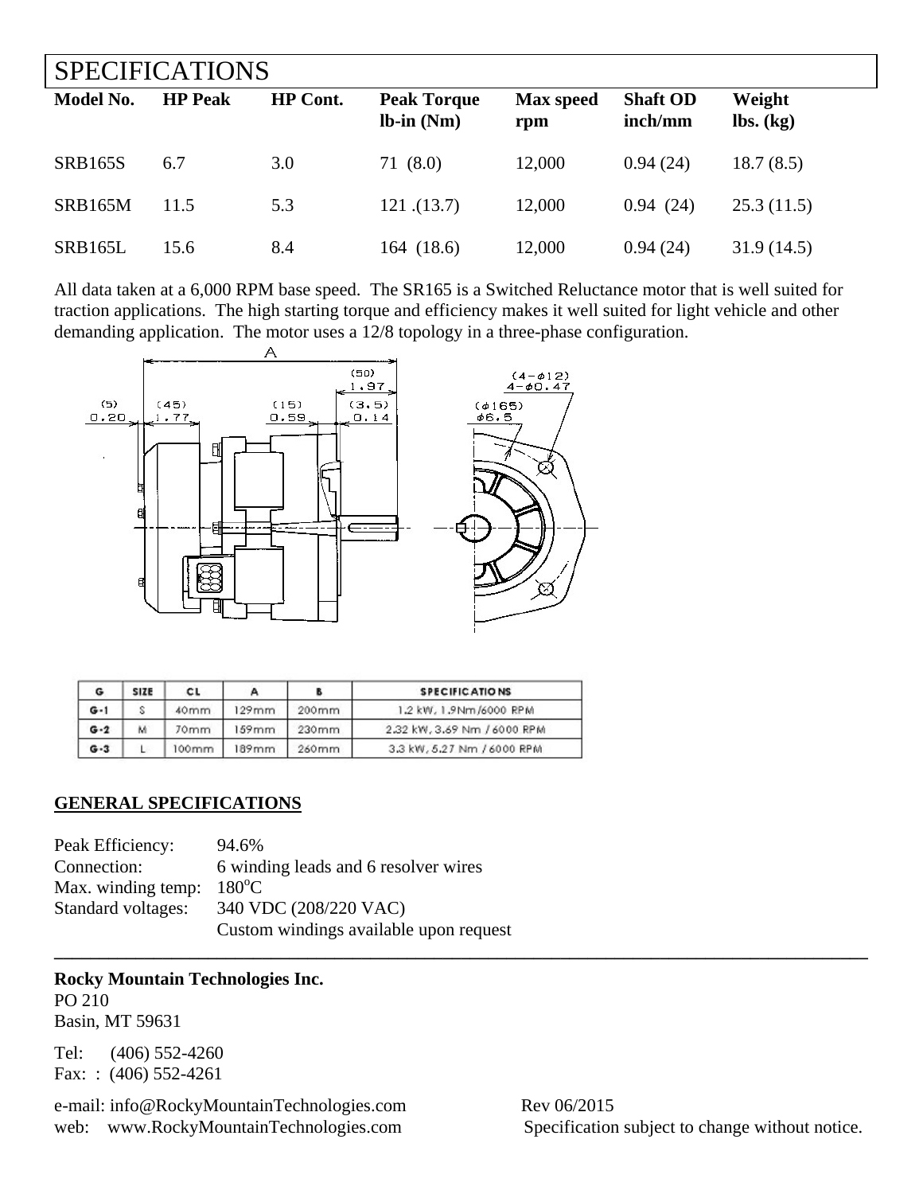# SPECIFICATIONS

| Model No. | HP Peak | HP Cont. | Peak Torque lb-in (Nm) | Max speed rpm | Shaft OD inch/mm | Weight lbs. (kg) |
|---|---|---|---|---|---|---|
| SRB165S | 6.7 | 3.0 | 71 (8.0) | 12,000 | 0.94 (24) | 18.7 (8.5) |
| SRB165M | 11.5 | 5.3 | 121 .(13.7) | 12,000 | 0.94 (24) | 25.3 (11.5) |
| SRB165L | 15.6 | 8.4 | 164 (18.6) | 12,000 | 0.94 (24) | 31.9 (14.5) |

All data taken at a 6,000 RPM base speed. The SR165 is a Switched Reluctance motor that is well suited for traction applications. The high starting torque and efficiency makes it well suited for light vehicle and other demanding application. The motor uses a 12/8 topology in a three-phase configuration.

A

(50) 1.97

(5) 0.20

(45) 1.77

(15) 0.59

(3.5) 0.14

(4-ϕ12) 4-ϕ0.47

(ϕ165) ϕ6.5

| G | SIZE | CL | A | B | SPECIFICATIONS |
|---|---|---|---|---|---|
| G-1 | S | 40mm | 129mm | 200mm | 1.2 kW, 1.9Nm/6000 RPM |
| G-2 | M | 70mm | 159mm | 230mm | 2.32 kW, 3.69 Nm / 6000 RPM |
| G-3 | L | 100mm | 189mm | 260mm | 3.3 kW, 5.27 Nm / 6000 RPM |

## GENERAL SPECIFICATIONS

Peak Efficiency: 94.6%
Connection: 6 winding leads and 6 resolver wires
Max. winding temp: 180°C
Standard voltages: 340 VDC (208/220 VAC)
Custom windings available upon request

**Rocky Mountain Technologies Inc.**
PO 210
Basin, MT 59631

Tel: (406) 552-4260
Fax: : (406) 552-4261

e-mail: info@RockyMountainTechnologies.com
web: www.RockyMountainTechnologies.com

Rev 06/2015
Specification subject to change without notice.